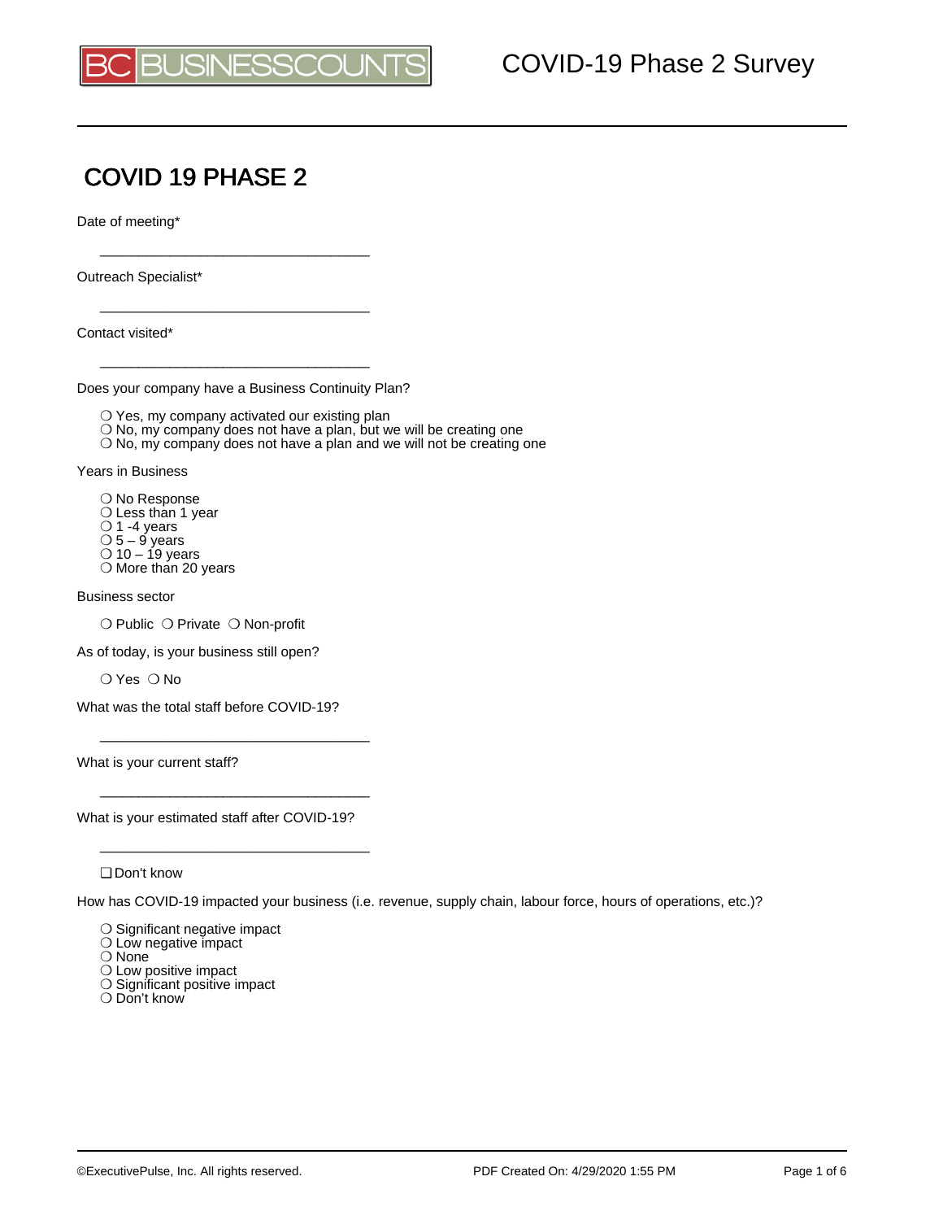# COVID 19 PHASE 2

Date of meeting*

___________________________________

Outreach Specialist*

___________________________________

Contact visited*

___________________________________

Does your company have a Business Continuity Plan?

❍ Yes, my company activated our existing plan
❍ No, my company does not have a plan, but we will be creating one
❍ No, my company does not have a plan and we will not be creating one

Years in Business

❍ No Response
❍ Less than 1 year
❍ 1 -4 years
❍ 5 – 9 years
❍ 10 – 19 years
❍ More than 20 years

Business sector

❍ Public ❍ Private ❍ Non-profit

As of today, is your business still open?

❍ Yes ❍ No

What was the total staff before COVID-19?

___________________________________

What is your current staff?

___________________________________

What is your estimated staff after COVID-19?

___________________________________

❑ Don't know

How has COVID-19 impacted your business (i.e. revenue, supply chain, labour force, hours of operations, etc.)?

❍ Significant negative impact
❍ Low negative impact
❍ None
❍ Low positive impact
❍ Significant positive impact
❍ Don't know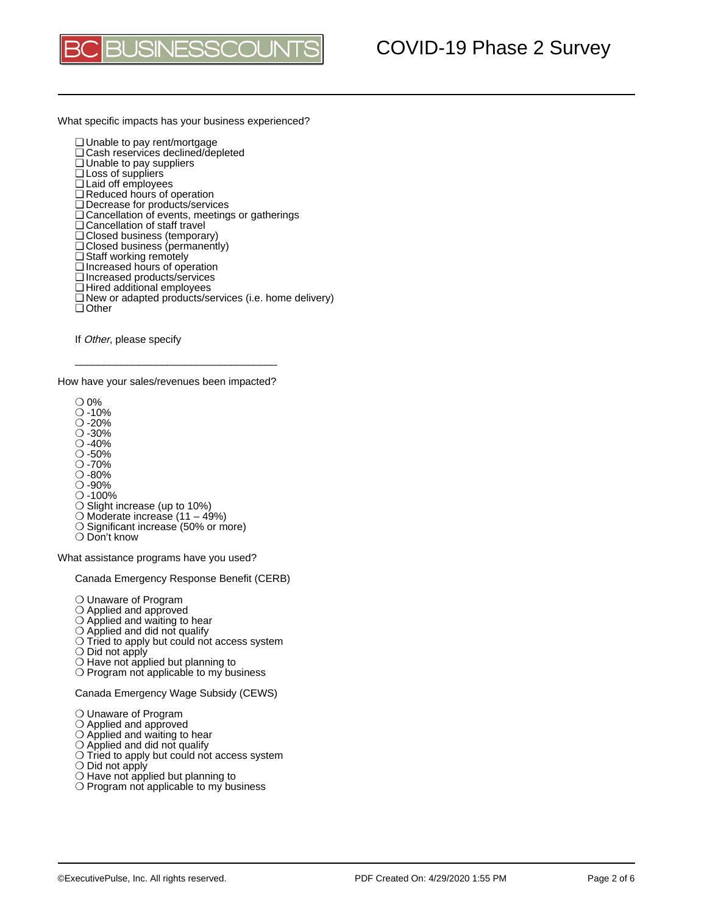What specific impacts has your business experienced?

- ☐ Unable to pay rent/mortgage
- ☐ Cash reservices declined/depleted
- ☐ Unable to pay suppliers
- ☐ Loss of suppliers
- ☐ Laid off employees
- ☐ Reduced hours of operation
- ☐ Decrease for products/services
- ☐ Cancellation of events, meetings or gatherings
- ☐ Cancellation of staff travel
- ☐ Closed business (temporary)
- ☐ Closed business (permanently)
- ☐ Staff working remotely
- ☐ Increased hours of operation
- ☐ Increased products/services
- ☐ Hired additional employees
- ☐ New or adapted products/services (i.e. home delivery)
- ☐ Other

If *Other*, please specify

___________________________________

How have your sales/revenues been impacted?

- ○ 0%
- ○ -10%
- ○ -20%
- ○ -30%
- ○ -40%
- ○ -50%
- ○ -70%
- ○ -80%
- ○ -90%
- ○ -100%
- ○ Slight increase (up to 10%)
- ○ Moderate increase (11 – 49%)
- ○ Significant increase (50% or more)
- ○ Don't know

What assistance programs have you used?

Canada Emergency Response Benefit (CERB)

- ○ Unaware of Program
- ○ Applied and approved
- ○ Applied and waiting to hear
- ○ Applied and did not qualify
- ○ Tried to apply but could not access system
- ○ Did not apply
- ○ Have not applied but planning to
- ○ Program not applicable to my business

Canada Emergency Wage Subsidy (CEWS)

- ○ Unaware of Program
- ○ Applied and approved
- ○ Applied and waiting to hear
- ○ Applied and did not qualify
- ○ Tried to apply but could not access system
- ○ Did not apply
- ○ Have not applied but planning to
- ○ Program not applicable to my business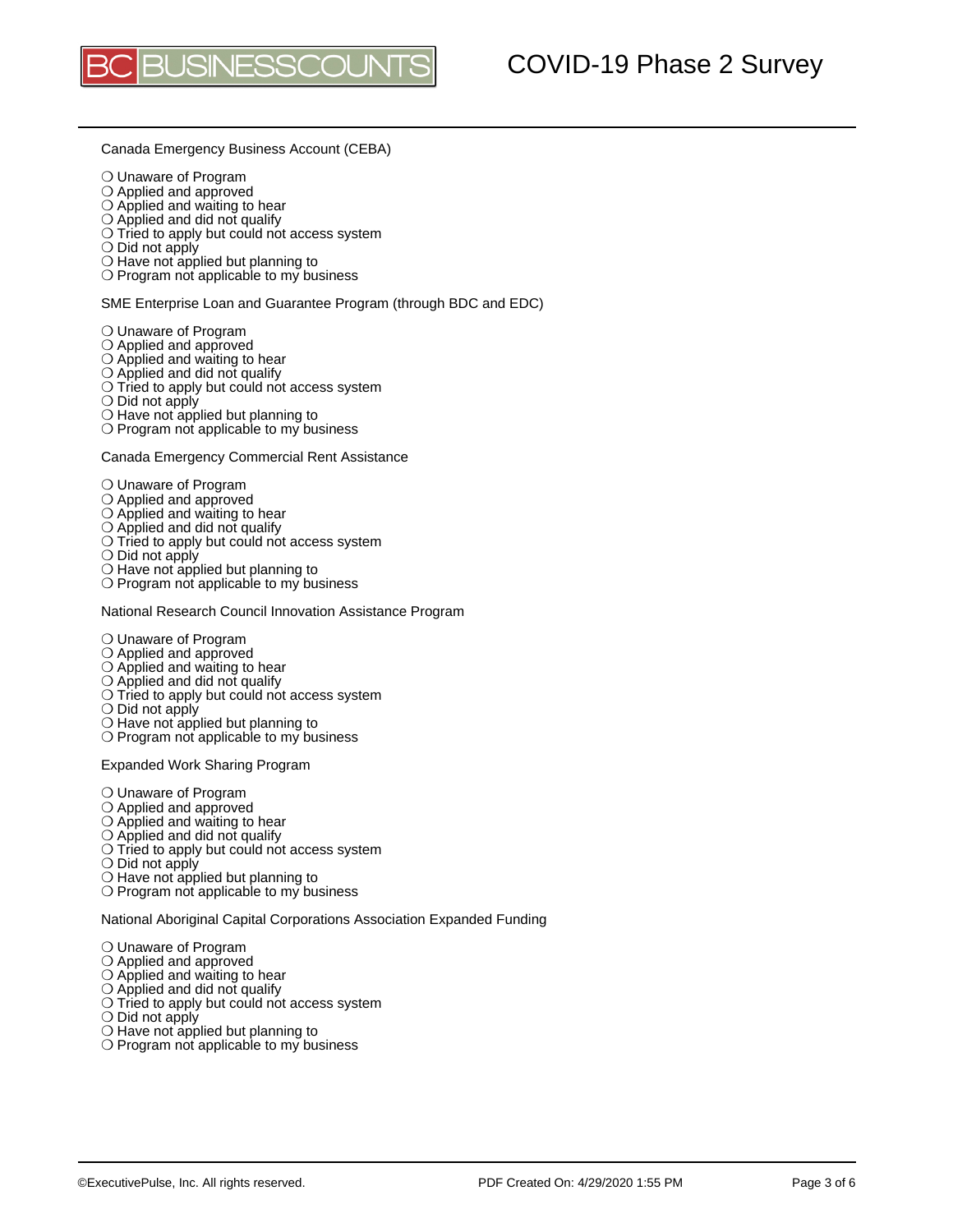Canada Emergency Business Account (CEBA)

- ❍ Unaware of Program
- ❍ Applied and approved
- ❍ Applied and waiting to hear
- ❍ Applied and did not qualify
- ❍ Tried to apply but could not access system
- ❍ Did not apply
- ❍ Have not applied but planning to
- ❍ Program not applicable to my business

SME Enterprise Loan and Guarantee Program (through BDC and EDC)

- ❍ Unaware of Program
- ❍ Applied and approved
- ❍ Applied and waiting to hear
- ❍ Applied and did not qualify
- ❍ Tried to apply but could not access system
- ❍ Did not apply
- ❍ Have not applied but planning to
- ❍ Program not applicable to my business

Canada Emergency Commercial Rent Assistance

- ❍ Unaware of Program
- ❍ Applied and approved
- ❍ Applied and waiting to hear
- ❍ Applied and did not qualify
- ❍ Tried to apply but could not access system
- ❍ Did not apply
- ❍ Have not applied but planning to
- ❍ Program not applicable to my business

National Research Council Innovation Assistance Program

- ❍ Unaware of Program
- ❍ Applied and approved
- ❍ Applied and waiting to hear
- ❍ Applied and did not qualify
- ❍ Tried to apply but could not access system
- ❍ Did not apply
- ❍ Have not applied but planning to
- ❍ Program not applicable to my business

Expanded Work Sharing Program

- ❍ Unaware of Program
- ❍ Applied and approved
- ❍ Applied and waiting to hear
- ❍ Applied and did not qualify
- ❍ Tried to apply but could not access system
- ❍ Did not apply
- ❍ Have not applied but planning to
- ❍ Program not applicable to my business

National Aboriginal Capital Corporations Association Expanded Funding

- ❍ Unaware of Program
- ❍ Applied and approved
- ❍ Applied and waiting to hear
- ❍ Applied and did not qualify
- ❍ Tried to apply but could not access system
- ❍ Did not apply
- ❍ Have not applied but planning to
- ❍ Program not applicable to my business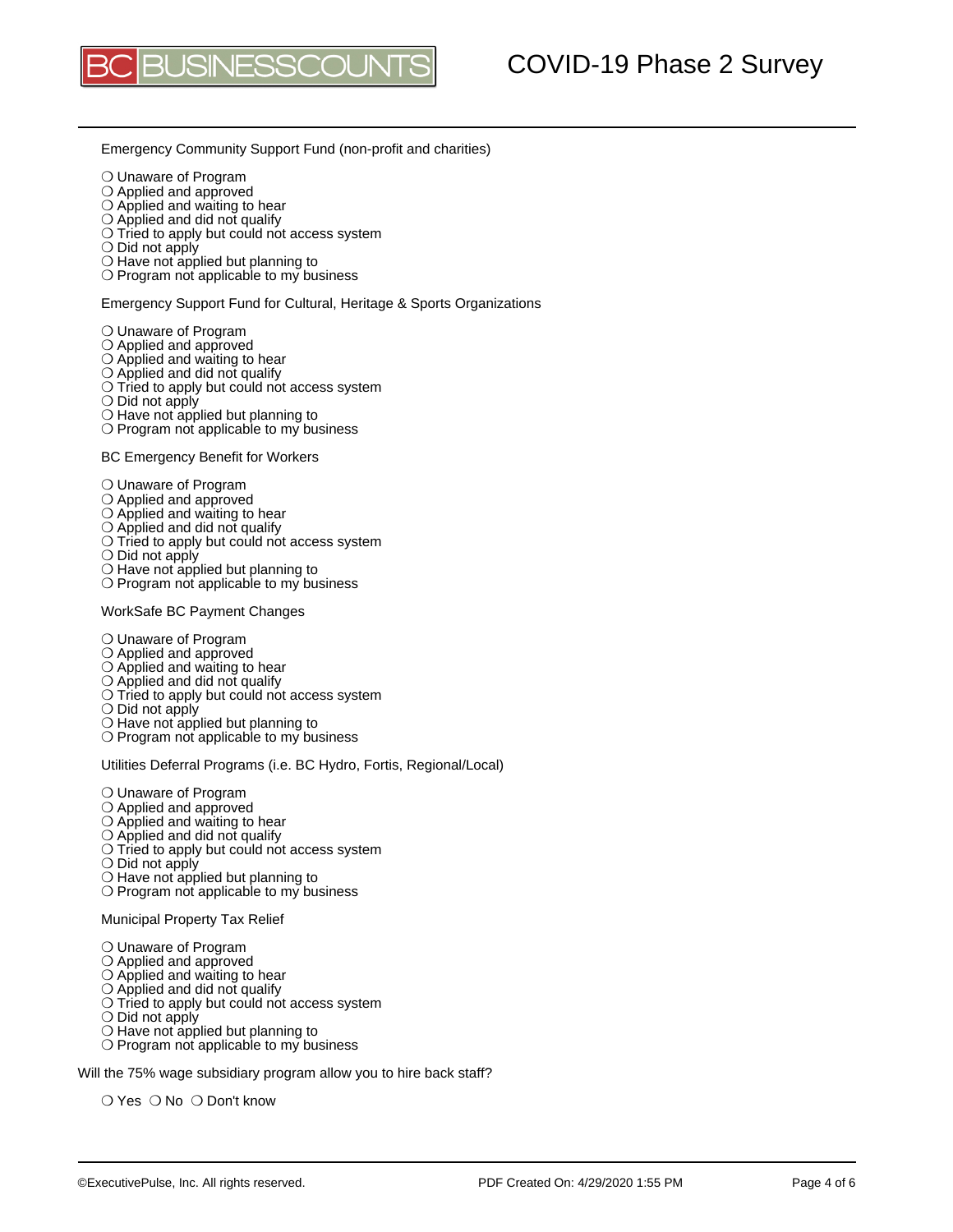Emergency Community Support Fund (non-profit and charities)

❍ Unaware of Program
❍ Applied and approved
❍ Applied and waiting to hear
❍ Applied and did not qualify
❍ Tried to apply but could not access system
❍ Did not apply
❍ Have not applied but planning to
❍ Program not applicable to my business

Emergency Support Fund for Cultural, Heritage & Sports Organizations

❍ Unaware of Program
❍ Applied and approved
❍ Applied and waiting to hear
❍ Applied and did not qualify
❍ Tried to apply but could not access system
❍ Did not apply
❍ Have not applied but planning to
❍ Program not applicable to my business

BC Emergency Benefit for Workers

❍ Unaware of Program
❍ Applied and approved
❍ Applied and waiting to hear
❍ Applied and did not qualify
❍ Tried to apply but could not access system
❍ Did not apply
❍ Have not applied but planning to
❍ Program not applicable to my business

WorkSafe BC Payment Changes

❍ Unaware of Program
❍ Applied and approved
❍ Applied and waiting to hear
❍ Applied and did not qualify
❍ Tried to apply but could not access system
❍ Did not apply
❍ Have not applied but planning to
❍ Program not applicable to my business

Utilities Deferral Programs (i.e. BC Hydro, Fortis, Regional/Local)

❍ Unaware of Program
❍ Applied and approved
❍ Applied and waiting to hear
❍ Applied and did not qualify
❍ Tried to apply but could not access system
❍ Did not apply
❍ Have not applied but planning to
❍ Program not applicable to my business

Municipal Property Tax Relief

❍ Unaware of Program
❍ Applied and approved
❍ Applied and waiting to hear
❍ Applied and did not qualify
❍ Tried to apply but could not access system
❍ Did not apply
❍ Have not applied but planning to
❍ Program not applicable to my business

Will the 75% wage subsidiary program allow you to hire back staff?

❍ Yes ❍ No ❍ Don't know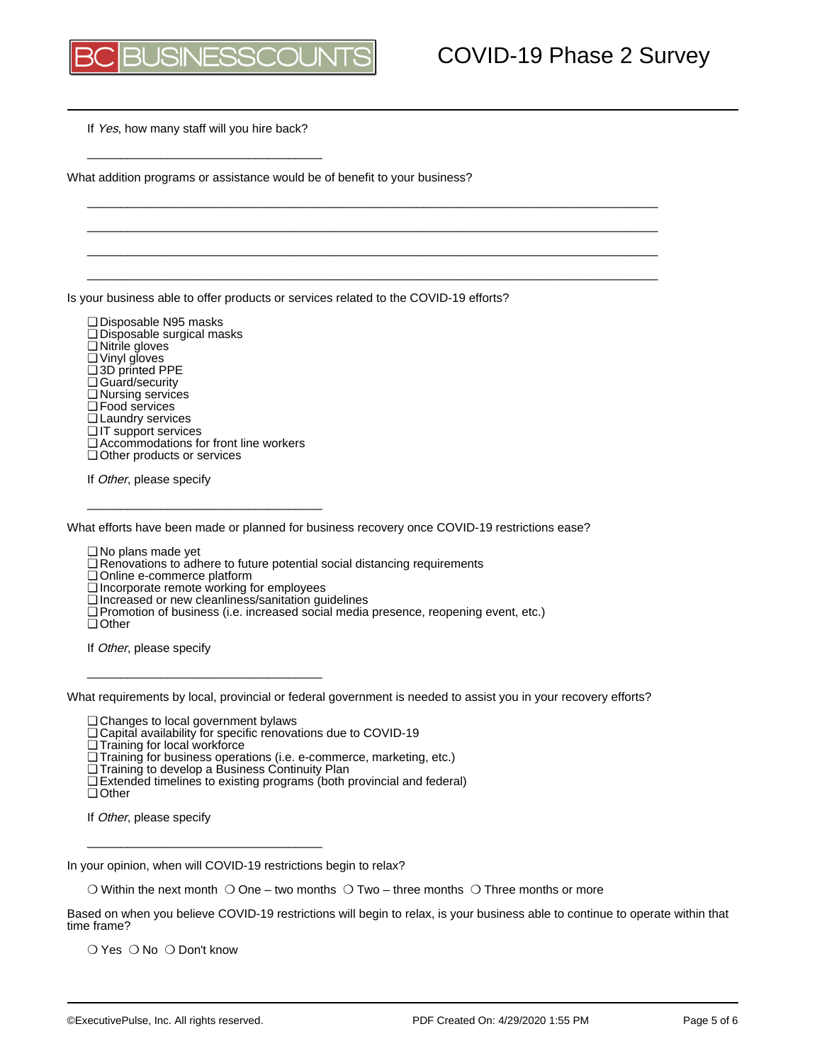If *Yes*, how many staff will you hire back?

\_\_\_\_\_\_\_\_\_\_\_\_\_\_\_\_\_\_\_\_\_\_\_\_\_\_\_\_\_\_\_\_\_\_\_

What addition programs or assistance would be of benefit to your business?

\_\_\_\_\_\_\_\_\_\_\_\_\_\_\_\_\_\_\_\_\_\_\_\_\_\_\_\_\_\_\_\_\_\_\_\_\_\_\_\_\_\_\_\_\_\_\_\_\_\_\_\_\_\_\_\_\_\_\_\_\_\_\_\_\_\_\_\_\_\_\_\_\_\_\_\_\_\_\_\_\_\_\_\_

\_\_\_\_\_\_\_\_\_\_\_\_\_\_\_\_\_\_\_\_\_\_\_\_\_\_\_\_\_\_\_\_\_\_\_\_\_\_\_\_\_\_\_\_\_\_\_\_\_\_\_\_\_\_\_\_\_\_\_\_\_\_\_\_\_\_\_\_\_\_\_\_\_\_\_\_\_\_\_\_\_\_\_\_

\_\_\_\_\_\_\_\_\_\_\_\_\_\_\_\_\_\_\_\_\_\_\_\_\_\_\_\_\_\_\_\_\_\_\_\_\_\_\_\_\_\_\_\_\_\_\_\_\_\_\_\_\_\_\_\_\_\_\_\_\_\_\_\_\_\_\_\_\_\_\_\_\_\_\_\_\_\_\_\_\_\_\_\_

\_\_\_\_\_\_\_\_\_\_\_\_\_\_\_\_\_\_\_\_\_\_\_\_\_\_\_\_\_\_\_\_\_\_\_\_\_\_\_\_\_\_\_\_\_\_\_\_\_\_\_\_\_\_\_\_\_\_\_\_\_\_\_\_\_\_\_\_\_\_\_\_\_\_\_\_\_\_\_\_\_\_\_\_

Is your business able to offer products or services related to the COVID-19 efforts?

- ❑ Disposable N95 masks
- ❑ Disposable surgical masks
- ❑ Nitrile gloves
- ❑ Vinyl gloves
- ❑ 3D printed PPE
- ❑ Guard/security
- ❑ Nursing services
- ❑ Food services
- ❑ Laundry services
- ❑ IT support services
- ❑ Accommodations for front line workers
- ❑ Other products or services

If *Other*, please specify

\_\_\_\_\_\_\_\_\_\_\_\_\_\_\_\_\_\_\_\_\_\_\_\_\_\_\_\_\_\_\_\_\_\_\_

What efforts have been made or planned for business recovery once COVID-19 restrictions ease?

- ❑ No plans made yet
- ❑ Renovations to adhere to future potential social distancing requirements
- ❑ Online e-commerce platform
- ❑ Incorporate remote working for employees
- ❑ Increased or new cleanliness/sanitation guidelines
- ❑ Promotion of business (i.e. increased social media presence, reopening event, etc.)
- ❑ Other

If *Other*, please specify

\_\_\_\_\_\_\_\_\_\_\_\_\_\_\_\_\_\_\_\_\_\_\_\_\_\_\_\_\_\_\_\_\_\_\_

What requirements by local, provincial or federal government is needed to assist you in your recovery efforts?

- ❑ Changes to local government bylaws
- ❑ Capital availability for specific renovations due to COVID-19
- ❑ Training for local workforce
- ❑ Training for business operations (i.e. e-commerce, marketing, etc.)
- ❑ Training to develop a Business Continuity Plan
- ❑ Extended timelines to existing programs (both provincial and federal)
- ❑ Other

If *Other*, please specify

\_\_\_\_\_\_\_\_\_\_\_\_\_\_\_\_\_\_\_\_\_\_\_\_\_\_\_\_\_\_\_\_\_\_\_

In your opinion, when will COVID-19 restrictions begin to relax?

❍ Within the next month ❍ One – two months ❍ Two – three months ❍ Three months or more

Based on when you believe COVID-19 restrictions will begin to relax, is your business able to continue to operate within that time frame?

❍ Yes ❍ No ❍ Don't know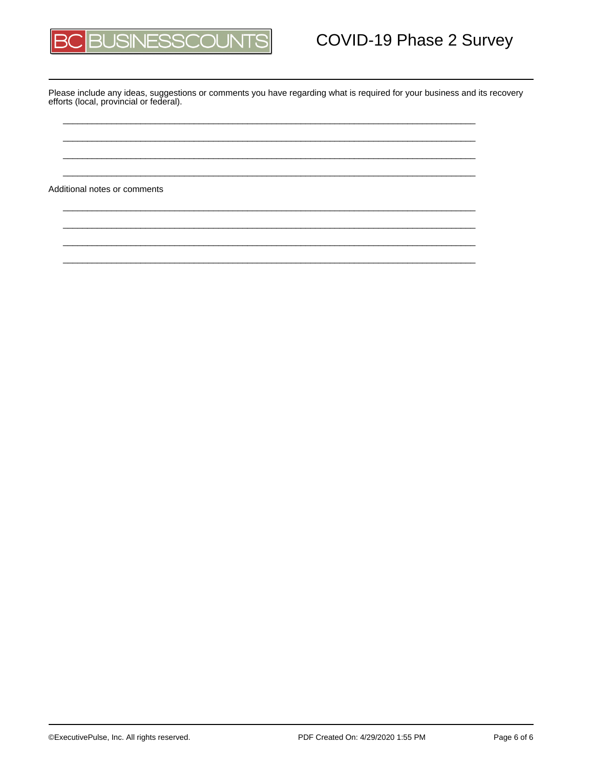Please include any ideas, suggestions or comments you have regarding what is required for your business and its recovery efforts (local, provincial or federal).

\_\_\_\_\_\_\_\_\_\_\_\_\_\_\_\_\_\_\_\_\_\_\_\_\_\_\_\_\_\_\_\_\_\_\_\_\_\_\_\_\_\_\_\_\_\_\_\_\_\_\_\_\_\_\_\_\_\_\_\_\_\_\_\_\_\_\_\_\_\_\_\_\_\_\_\_\_\_

\_\_\_\_\_\_\_\_\_\_\_\_\_\_\_\_\_\_\_\_\_\_\_\_\_\_\_\_\_\_\_\_\_\_\_\_\_\_\_\_\_\_\_\_\_\_\_\_\_\_\_\_\_\_\_\_\_\_\_\_\_\_\_\_\_\_\_\_\_\_\_\_\_\_\_\_\_\_

\_\_\_\_\_\_\_\_\_\_\_\_\_\_\_\_\_\_\_\_\_\_\_\_\_\_\_\_\_\_\_\_\_\_\_\_\_\_\_\_\_\_\_\_\_\_\_\_\_\_\_\_\_\_\_\_\_\_\_\_\_\_\_\_\_\_\_\_\_\_\_\_\_\_\_\_\_\_

\_\_\_\_\_\_\_\_\_\_\_\_\_\_\_\_\_\_\_\_\_\_\_\_\_\_\_\_\_\_\_\_\_\_\_\_\_\_\_\_\_\_\_\_\_\_\_\_\_\_\_\_\_\_\_\_\_\_\_\_\_\_\_\_\_\_\_\_\_\_\_\_\_\_\_\_\_\_

Additional notes or comments

\_\_\_\_\_\_\_\_\_\_\_\_\_\_\_\_\_\_\_\_\_\_\_\_\_\_\_\_\_\_\_\_\_\_\_\_\_\_\_\_\_\_\_\_\_\_\_\_\_\_\_\_\_\_\_\_\_\_\_\_\_\_\_\_\_\_\_\_\_\_\_\_\_\_\_\_\_\_

\_\_\_\_\_\_\_\_\_\_\_\_\_\_\_\_\_\_\_\_\_\_\_\_\_\_\_\_\_\_\_\_\_\_\_\_\_\_\_\_\_\_\_\_\_\_\_\_\_\_\_\_\_\_\_\_\_\_\_\_\_\_\_\_\_\_\_\_\_\_\_\_\_\_\_\_\_\_

\_\_\_\_\_\_\_\_\_\_\_\_\_\_\_\_\_\_\_\_\_\_\_\_\_\_\_\_\_\_\_\_\_\_\_\_\_\_\_\_\_\_\_\_\_\_\_\_\_\_\_\_\_\_\_\_\_\_\_\_\_\_\_\_\_\_\_\_\_\_\_\_\_\_\_\_\_\_

\_\_\_\_\_\_\_\_\_\_\_\_\_\_\_\_\_\_\_\_\_\_\_\_\_\_\_\_\_\_\_\_\_\_\_\_\_\_\_\_\_\_\_\_\_\_\_\_\_\_\_\_\_\_\_\_\_\_\_\_\_\_\_\_\_\_\_\_\_\_\_\_\_\_\_\_\_\_